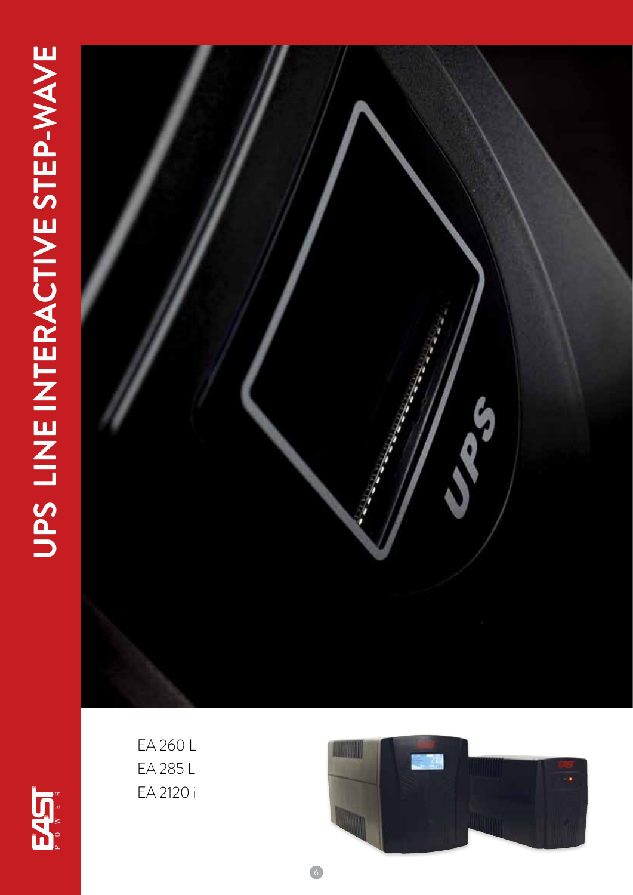# UPS LINE INTERACTIVE STEP-WAVE

EA 260 L
EA 285 L
EA 2120 i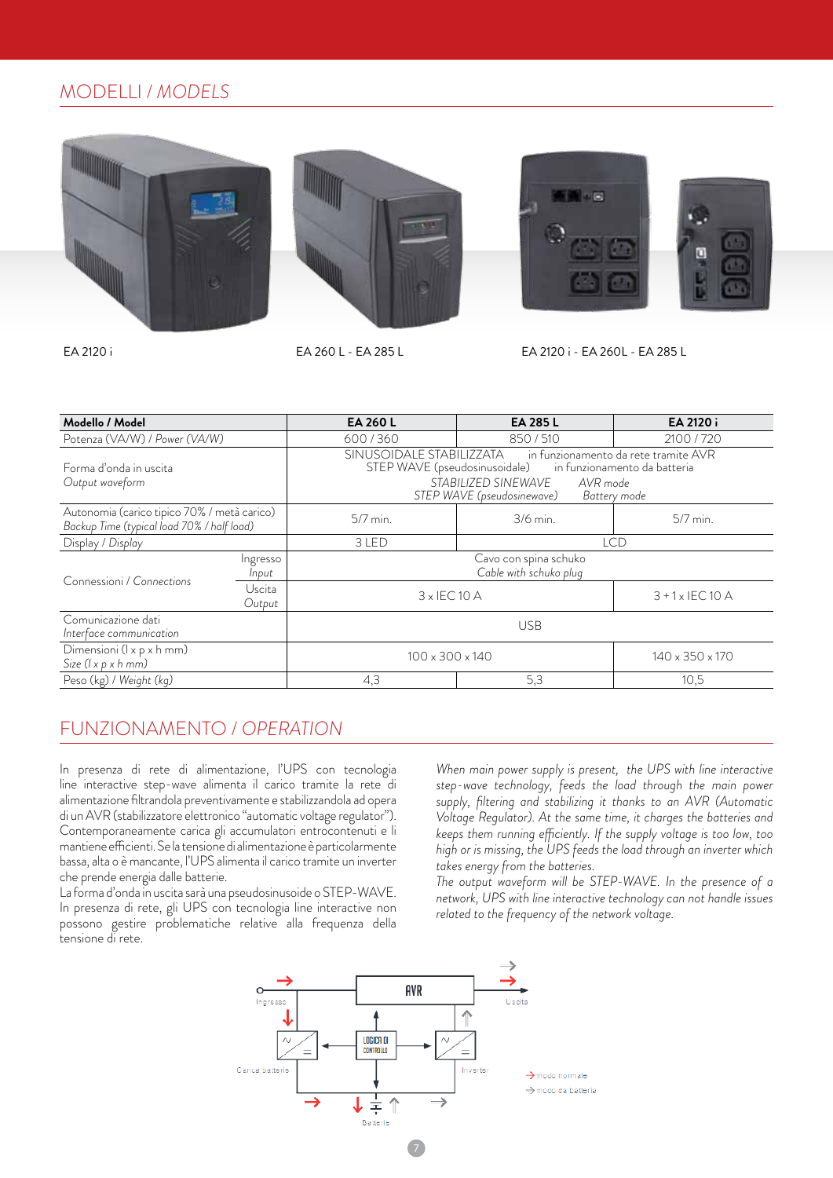## MODELLI / *MODELS*

EA 2120 i

EA 260 L - EA 285 L

EA 2120 i - EA 260L - EA 285 L

| **Modello / Model** | | **EA 260 L** | **EA 285 L** | **EA 2120 i** |
|---|---|---|---|---|
| Potenza (VA/W) / *Power (VA/W)* | | 600 / 360 | 850 / 510 | 2100 / 720 |
| Forma d'onda in uscita *Output waveform* | | SINUSOIDALE STABILIZZATA in funzionamento da rete tramite AVR STEP WAVE (pseudosinusoidale) in funzionamento da batteria *STABILIZED SINEWAVE AVR mode STEP WAVE (pseudosinewave) Battery mode* | | |
| Autonomia (carico tipico 70% / metà carico) *Backup Time (typical load 70% / half load)* | | 5/7 min. | 3/6 min. | 5/7 min. |
| Display / *Display* | | 3 LED | LCD | |
| Connessioni / *Connections* | Ingresso *Input* | Cavo con spina schuko *Cable with schuko plug* | | |
| | Uscita *Output* | 3 x IEC 10 A | | 3 + 1 x IEC 10 A |
| Comunicazione dati *Interface communication* | | USB | | |
| Dimensioni (l x p x h mm) *Size (l x p x h mm)* | | 100 x 300 x 140 | | 140 x 350 x 170 |
| Peso (kg) / *Weight (kg)* | | 4,3 | 5,3 | 10,5 |

## FUNZIONAMENTO / *OPERATION*

In presenza di rete di alimentazione, l'UPS con tecnologia line interactive step-wave alimenta il carico tramite la rete di alimentazione filtrandola preventivamente e stabilizzandola ad opera di un AVR (stabilizzatore elettronico "automatic voltage regulator"). Contemporaneamente carica gli accumulatori entrocontenuti e li mantiene efficienti. Se la tensione di alimentazione è particolarmente bassa, alta o è mancante, l'UPS alimenta il carico tramite un inverter che prende energia dalle batterie.
La forma d'onda in uscita sarà una pseudosinusoide o STEP-WAVE. In presenza di rete, gli UPS con tecnologia line interactive non possono gestire problematiche relative alla frequenza della tensione di rete.

*When main power supply is present, the UPS with line interactive step-wave technology, feeds the load through the main power supply, filtering and stabilizing it thanks to an AVR (Automatic Voltage Regulator). At the same time, it charges the batteries and keeps them running efficiently. If the supply voltage is too low, too high or is missing, the UPS feeds the load through an inverter which takes energy from the batteries.*
*The output waveform will be STEP-WAVE. In the presence of a network, UPS with line interactive technology can not handle issues related to the frequency of the network voltage.*

AVR — Ingresso — Uscita — LOGICA DI CONTROLLO — Carica batterie — Inverter — Batterie

→ modo normale
→ modo da batteria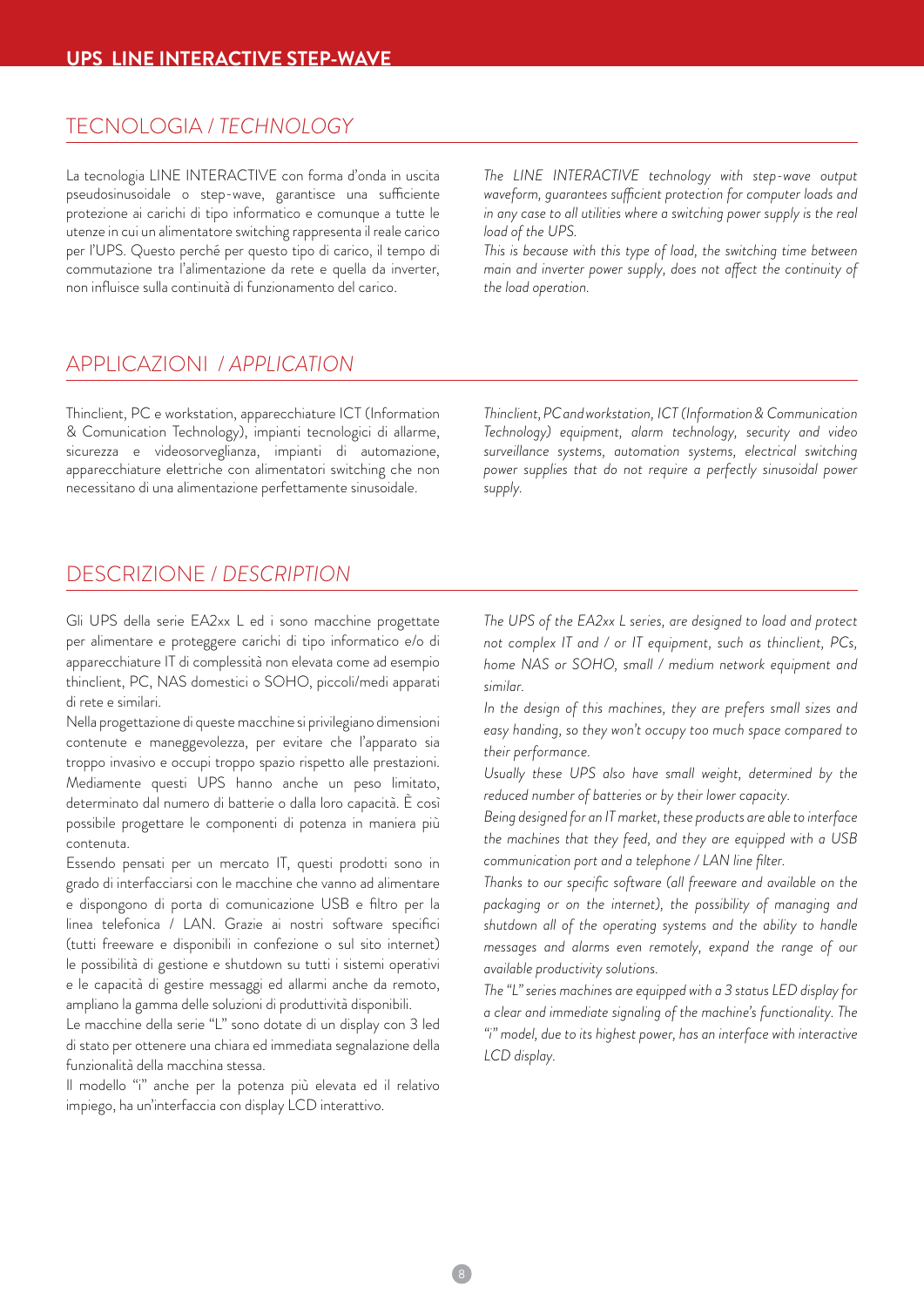# UPS LINE INTERACTIVE STEP-WAVE

## TECNOLOGIA / *TECHNOLOGY*

La tecnologia LINE INTERACTIVE con forma d'onda in uscita pseudosinusoidale o step-wave, garantisce una sufficiente protezione ai carichi di tipo informatico e comunque a tutte le utenze in cui un alimentatore switching rappresenta il reale carico per l'UPS. Questo perché per questo tipo di carico, il tempo di commutazione tra l'alimentazione da rete e quella da inverter, non influisce sulla continuità di funzionamento del carico.

*The LINE INTERACTIVE technology with step-wave output waveform, guarantees sufficient protection for computer loads and in any case to all utilities where a switching power supply is the real load of the UPS.*
*This is because with this type of load, the switching time between main and inverter power supply, does not affect the continuity of the load operation.*

## APPLICAZIONI / *APPLICATION*

Thinclient, PC e workstation, apparecchiature ICT (Information & Comunication Technology), impianti tecnologici di allarme, sicurezza e videosorveglianza, impianti di automazione, apparecchiature elettriche con alimentatori switching che non necessitano di una alimentazione perfettamente sinusoidale.

*Thinclient, PC and workstation, ICT (Information & Communication Technology) equipment, alarm technology, security and video surveillance systems, automation systems, electrical switching power supplies that do not require a perfectly sinusoidal power supply.*

## DESCRIZIONE / *DESCRIPTION*

Gli UPS della serie EA2xx L ed i sono macchine progettate per alimentare e proteggere carichi di tipo informatico e/o di apparecchiature IT di complessità non elevata come ad esempio thinclient, PC, NAS domestici o SOHO, piccoli/medi apparati di rete e similari.
Nella progettazione di queste macchine si privilegiano dimensioni contenute e maneggevolezza, per evitare che l'apparato sia troppo invasivo e occupi troppo spazio rispetto alle prestazioni.
Mediamente questi UPS hanno anche un peso limitato, determinato dal numero di batterie o dalla loro capacità. È così possibile progettare le componenti di potenza in maniera più contenuta.
Essendo pensati per un mercato IT, questi prodotti sono in grado di interfacciarsi con le macchine che vanno ad alimentare e dispongono di porta di comunicazione USB e filtro per la linea telefonica / LAN. Grazie ai nostri software specifici (tutti freeware e disponibili in confezione o sul sito internet) le possibilità di gestione e shutdown su tutti i sistemi operativi e le capacità di gestire messaggi ed allarmi anche da remoto, ampliano la gamma delle soluzioni di produttività disponibili.
Le macchine della serie "L" sono dotate di un display con 3 led di stato per ottenere una chiara ed immediata segnalazione della funzionalità della macchina stessa.
Il modello "i" anche per la potenza più elevata ed il relativo impiego, ha un'interfaccia con display LCD interattivo.

*The UPS of the EA2xx L series, are designed to load and protect not complex IT and / or IT equipment, such as thinclient, PCs, home NAS or SOHO, small / medium network equipment and similar.*
*In the design of this machines, they are prefers small sizes and easy handing, so they won't occupy too much space compared to their performance.*
*Usually these UPS also have small weight, determined by the reduced number of batteries or by their lower capacity.*
*Being designed for an IT market, these products are able to interface the machines that they feed, and they are equipped with a USB communication port and a telephone / LAN line filter.*
*Thanks to our specific software (all freeware and available on the packaging or on the internet), the possibility of managing and shutdown all of the operating systems and the ability to handle messages and alarms even remotely, expand the range of our available productivity solutions.*
*The "L" series machines are equipped with a 3 status LED display for a clear and immediate signaling of the machine's functionality. The "i" model, due to its highest power, has an interface with interactive LCD display.*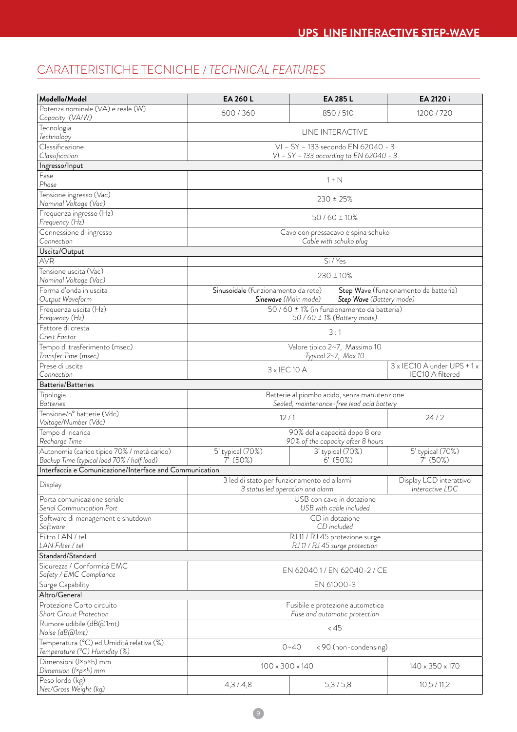## UPS LINE INTERACTIVE STEP-WAVE

# CARATTERISTICHE TECNICHE / *TECHNICAL FEATURES*

| **Modello/Model** | **EA 260 L** | **EA 285 L** | **EA 2120 i** |
|---|---|---|---|
| Potenza nominale (VA) e reale (W)<br>*Capacity (VA/W)* | 600 / 360 | 850 / 510 | 1200 / 720 |
| Tecnologia<br>*Technology* | LINE INTERACTIVE | | |
| Classificazione<br>*Classification* | VI – SY – 133 secondo EN 62040 - 3<br>*VI – SY – 133 according to EN 62040 - 3* | | |
| **Ingresso/Input** | | | |
| Fase<br>*Phase* | 1 + N | | |
| Tensione ingresso (Vac)<br>*Nominal Voltage (Vac)* | 230 ± 25% | | |
| Frequenza ingresso (Hz)<br>*Frequency (Hz)* | 50 / 60 ± 10% | | |
| Connessione di ingresso<br>*Connection* | Cavo con pressacavo e spina schuko<br>*Cable with schuko plug* | | |
| **Uscita/Output** | | | |
| AVR | Si / Yes | | |
| Tensione uscita (Vac)<br>*Nominal Voltage (Vac)* | 230 ± 10% | | |
| Forma d'onda in uscita<br>*Output Waveform* | **Sinusoidale** (funzionamento da rete) **Step Wave** (funzionamento da batteria)<br>***Sinewave*** *(Main mode)* ***Step Wave*** *(Battery mode)* | | |
| Frequenza uscita (Hz)<br>*Frequency (Hz)* | 50 / 60 ± 1% (in funzionamento da batteria)<br>*50 / 60 ± 1% (Battery mode)* | | |
| Fattore di cresta<br>*Crest Factor* | 3 : 1 | | |
| Tempo di trasferimento (msec)<br>*Transfer Time (msec)* | Valore tipico 2~7, Massimo 10<br>*Typical 2~7, Max 10* | | |
| Prese di uscita<br>*Connection* | 3 x IEC 10 A | | 3 x IEC10 A under UPS + 1 x IEC10 A filtered |
| **Batteria/Batteries** | | | |
| Tipologia<br>*Batteries* | Batterie al piombo acido, senza manutenzione<br>*Sealed, maintenance-free lead acid battery* | | |
| Tensione/n° batterie (Vdc)<br>*Voltage/Number (Vdc)* | 12 / 1 | | 24 / 2 |
| Tempo di ricarica<br>*Recharge Time* | 90% della capacità dopo 8 ore<br>*90% of the capacity after 8 hours* | | |
| Autonomia (carico tipico 70% / metà carico)<br>*Backup Time (typical load 70% / half load)* | 5' typical (70%)<br>7' (50%) | 3' typical (70%)<br>6' (50%) | 5' typical (70%)<br>7' (50%) |
| **Interfaccia e Comunicazione/Interface and Communication** | | | |
| Display | 3 led di stato per funzionamento ed allarmi<br>*3 status led operation and alarm* | | Display LCD interattivo<br>*Interactive LDC* |
| Porta comunicazione seriale<br>*Serial Communication Port* | USB con cavo in dotazione<br>*USB with cable included* | | |
| Software di management e shutdown<br>*Software* | CD in dotazione<br>*CD included* | | |
| Filtro LAN / tel<br>*LAN Filter / tel* | RJ 11 / RJ 45 protezione surge<br>*RJ 11 / RJ 45 surge protection* | | |
| **Standard/Standard** | | | |
| Sicurezza / Conformità EMC<br>*Safety / EMC Compliance* | EN 62040 1 / EN 62040-2 / CE | | |
| Surge Capability | EN 61000-3 | | |
| **Altro/General** | | | |
| Protezione Corto circuito<br>*Short Circuit Protection* | Fusibile e protezione automatica<br>*Fuse and automatic protection* | | |
| Rumore udibile (dB@1mt)<br>*Noise (dB@1mt)* | < 45 | | |
| Temperatura (°C) ed Umidità relativa (%)<br>*Temperature (°C) Humidity (%)* | 0~40 < 90 (non-condensing) | | |
| Dimensioni (l×p×h) mm<br>*Dimension (l×p×h) mm* | 100 x 300 x 140 | | 140 x 350 x 170 |
| Peso lordo (kg)<br>*Net/Gross Weight (kg)* | 4,3 / 4,8 | 5,3 / 5,8 | 10,5 / 11,2 |